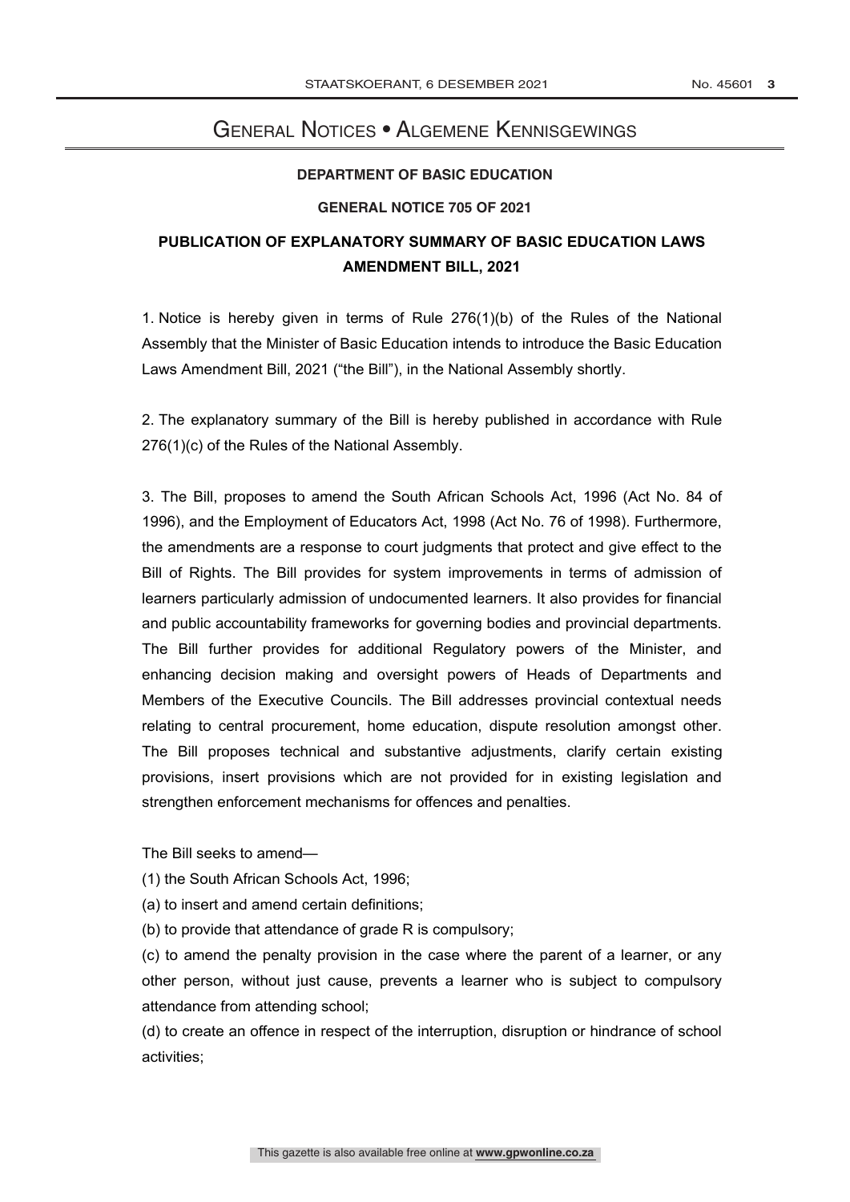# General Notices • Algemene Kennisgewings

**DEPARTMENT OF BASIC EDUCATION**

**GENERAL NOTICE 705 OF 2021**

## PUBLICATION OF EXPLANATORY SUMMARY OF BASIC EDUCATION LAWS AMENDMENT BILL, 2021

1. Notice is hereby given in terms of Rule 276(1)(b) of the Rules of the National Assembly that the Minister of Basic Education intends to introduce the Basic Education Laws Amendment Bill, 2021 ("the Bill"), in the National Assembly shortly.

2. The explanatory summary of the Bill is hereby published in accordance with Rule 276(1)(c) of the Rules of the National Assembly.

3. The Bill, proposes to amend the South African Schools Act, 1996 (Act No. 84 of 1996), and the Employment of Educators Act, 1998 (Act No. 76 of 1998). Furthermore, the amendments are a response to court judgments that protect and give effect to the Bill of Rights. The Bill provides for system improvements in terms of admission of learners particularly admission of undocumented learners. It also provides for financial and public accountability frameworks for governing bodies and provincial departments. The Bill further provides for additional Regulatory powers of the Minister, and enhancing decision making and oversight powers of Heads of Departments and Members of the Executive Councils. The Bill addresses provincial contextual needs relating to central procurement, home education, dispute resolution amongst other. The Bill proposes technical and substantive adjustments, clarify certain existing provisions, insert provisions which are not provided for in existing legislation and strengthen enforcement mechanisms for offences and penalties.

The Bill seeks to amend—

(1) the South African Schools Act, 1996;

(a) to insert and amend certain definitions;

(b) to provide that attendance of grade R is compulsory;

(c) to amend the penalty provision in the case where the parent of a learner, or any other person, without just cause, prevents a learner who is subject to compulsory attendance from attending school;

(d) to create an offence in respect of the interruption, disruption or hindrance of school activities;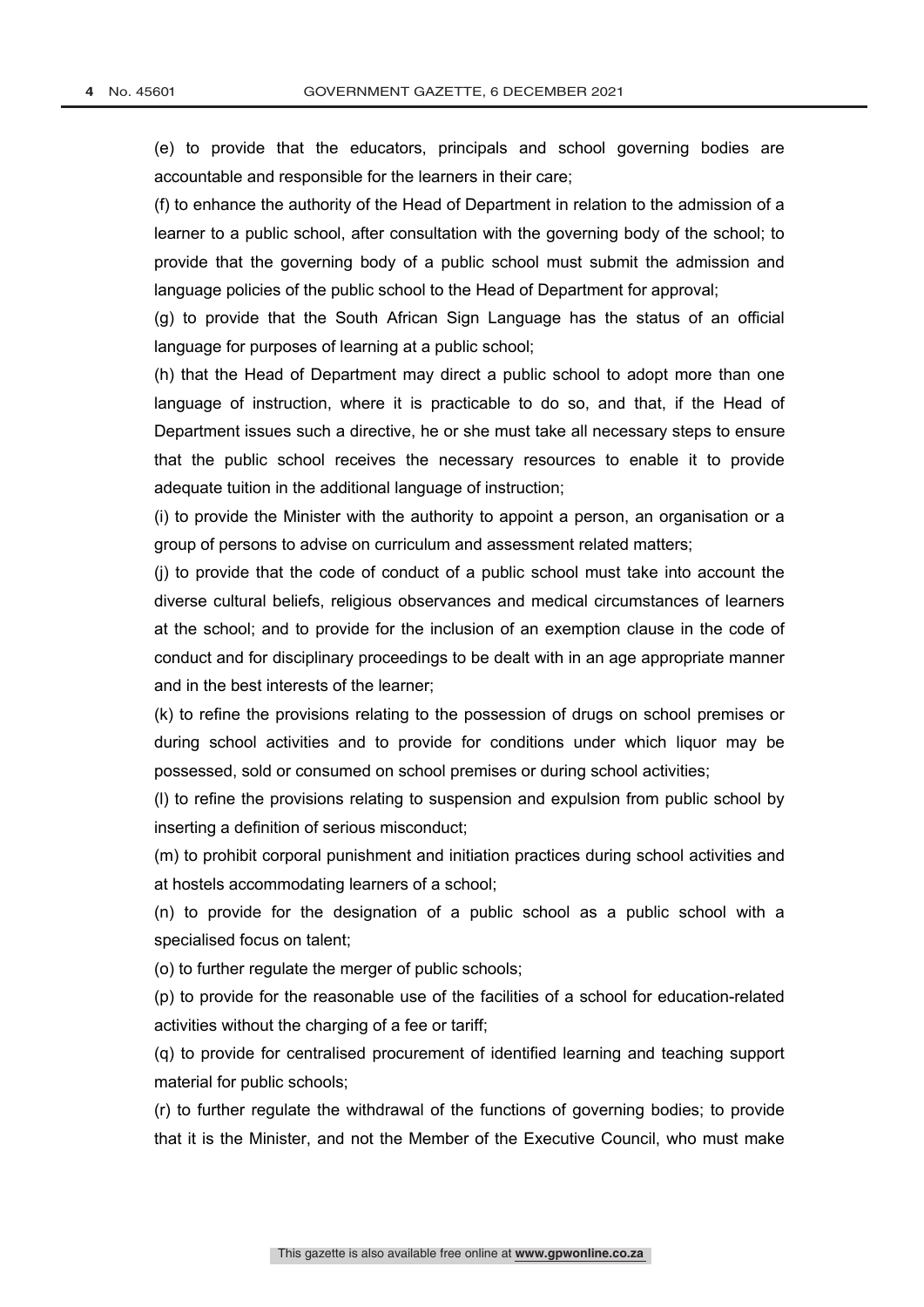(e) to provide that the educators, principals and school governing bodies are accountable and responsible for the learners in their care;

(f) to enhance the authority of the Head of Department in relation to the admission of a learner to a public school, after consultation with the governing body of the school; to provide that the governing body of a public school must submit the admission and language policies of the public school to the Head of Department for approval;

(g) to provide that the South African Sign Language has the status of an official language for purposes of learning at a public school;

(h) that the Head of Department may direct a public school to adopt more than one language of instruction, where it is practicable to do so, and that, if the Head of Department issues such a directive, he or she must take all necessary steps to ensure that the public school receives the necessary resources to enable it to provide adequate tuition in the additional language of instruction;

(i) to provide the Minister with the authority to appoint a person, an organisation or a group of persons to advise on curriculum and assessment related matters;

(j) to provide that the code of conduct of a public school must take into account the diverse cultural beliefs, religious observances and medical circumstances of learners at the school; and to provide for the inclusion of an exemption clause in the code of conduct and for disciplinary proceedings to be dealt with in an age appropriate manner and in the best interests of the learner;

(k) to refine the provisions relating to the possession of drugs on school premises or during school activities and to provide for conditions under which liquor may be possessed, sold or consumed on school premises or during school activities;

(l) to refine the provisions relating to suspension and expulsion from public school by inserting a definition of serious misconduct;

(m) to prohibit corporal punishment and initiation practices during school activities and at hostels accommodating learners of a school;

(n) to provide for the designation of a public school as a public school with a specialised focus on talent;

(o) to further regulate the merger of public schools;

(p) to provide for the reasonable use of the facilities of a school for education-related activities without the charging of a fee or tariff;

(q) to provide for centralised procurement of identified learning and teaching support material for public schools;

(r) to further regulate the withdrawal of the functions of governing bodies; to provide that it is the Minister, and not the Member of the Executive Council, who must make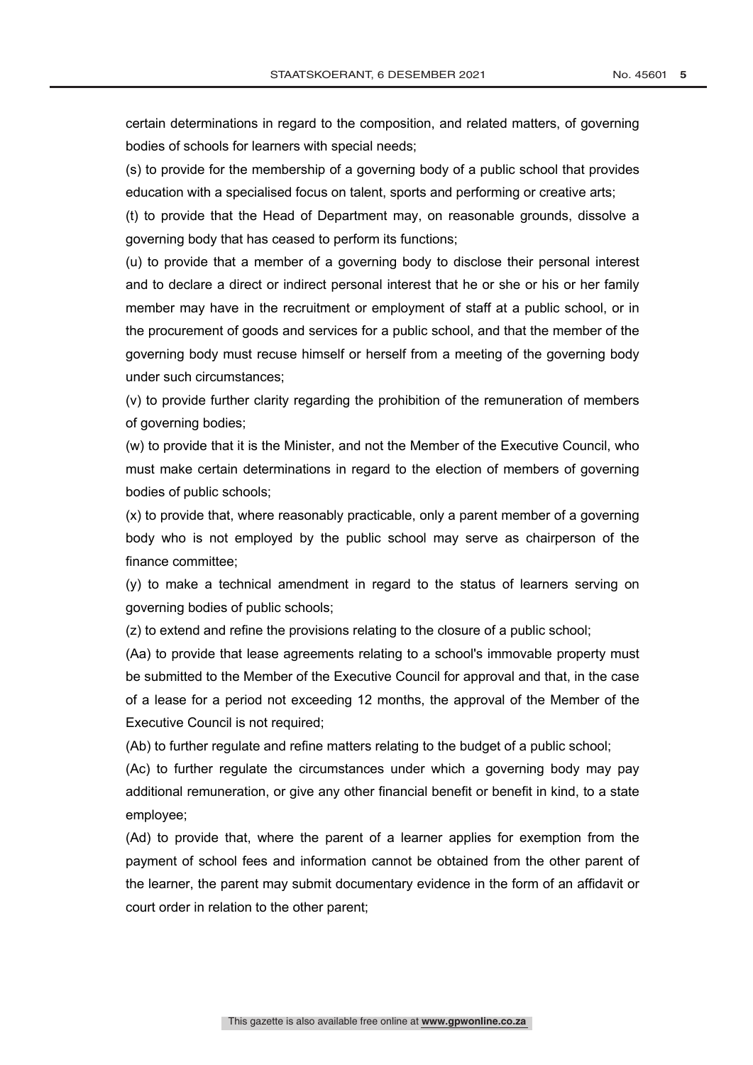certain determinations in regard to the composition, and related matters, of governing bodies of schools for learners with special needs;

(s) to provide for the membership of a governing body of a public school that provides education with a specialised focus on talent, sports and performing or creative arts;

(t) to provide that the Head of Department may, on reasonable grounds, dissolve a governing body that has ceased to perform its functions;

(u) to provide that a member of a governing body to disclose their personal interest and to declare a direct or indirect personal interest that he or she or his or her family member may have in the recruitment or employment of staff at a public school, or in the procurement of goods and services for a public school, and that the member of the governing body must recuse himself or herself from a meeting of the governing body under such circumstances;

(v) to provide further clarity regarding the prohibition of the remuneration of members of governing bodies;

(w) to provide that it is the Minister, and not the Member of the Executive Council, who must make certain determinations in regard to the election of members of governing bodies of public schools;

(x) to provide that, where reasonably practicable, only a parent member of a governing body who is not employed by the public school may serve as chairperson of the finance committee;

(y) to make a technical amendment in regard to the status of learners serving on governing bodies of public schools;

(z) to extend and refine the provisions relating to the closure of a public school;

(Aa) to provide that lease agreements relating to a school's immovable property must be submitted to the Member of the Executive Council for approval and that, in the case of a lease for a period not exceeding 12 months, the approval of the Member of the Executive Council is not required;

(Ab) to further regulate and refine matters relating to the budget of a public school;

(Ac) to further regulate the circumstances under which a governing body may pay additional remuneration, or give any other financial benefit or benefit in kind, to a state employee;

(Ad) to provide that, where the parent of a learner applies for exemption from the payment of school fees and information cannot be obtained from the other parent of the learner, the parent may submit documentary evidence in the form of an affidavit or court order in relation to the other parent;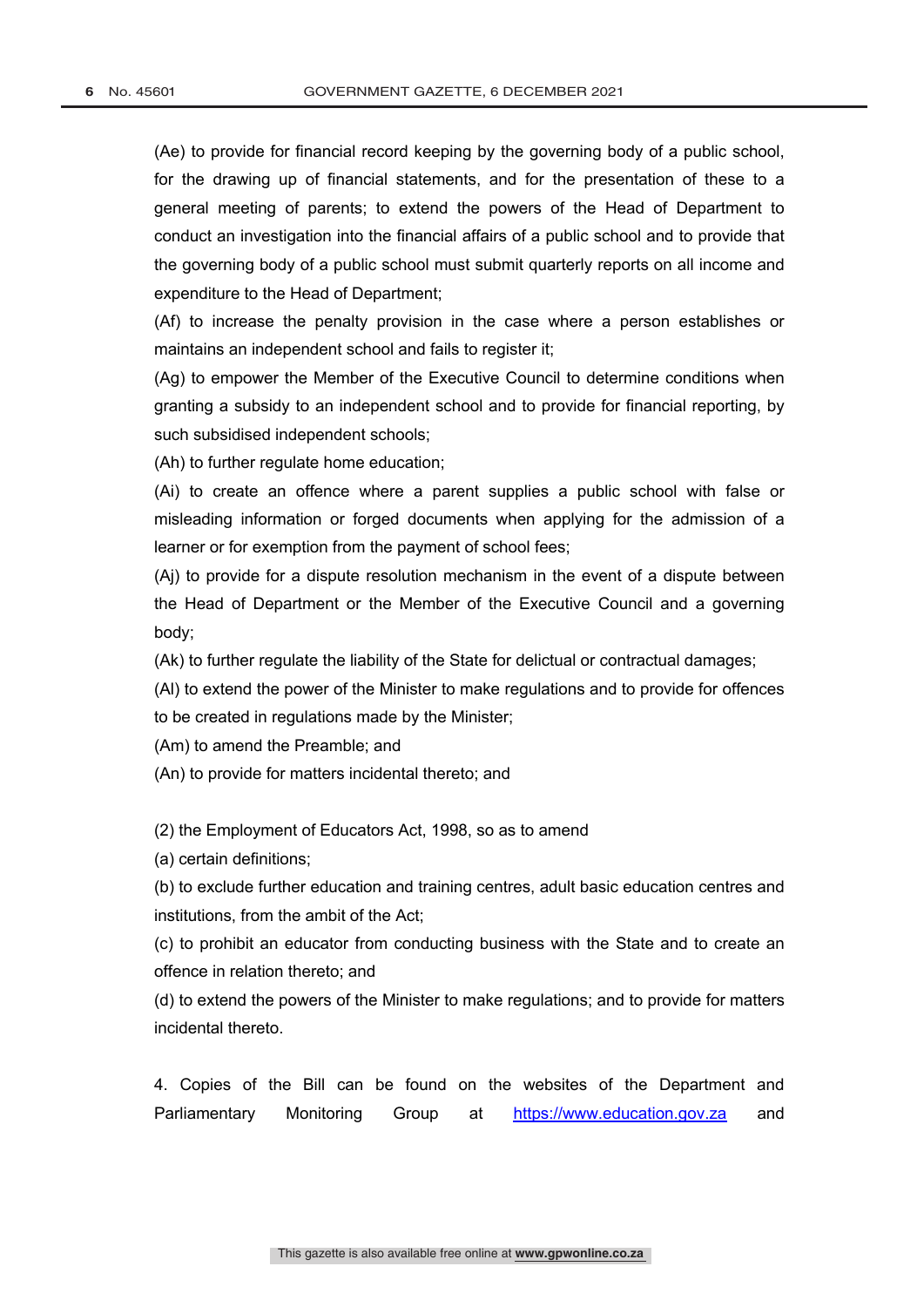(Ae) to provide for financial record keeping by the governing body of a public school, for the drawing up of financial statements, and for the presentation of these to a general meeting of parents; to extend the powers of the Head of Department to conduct an investigation into the financial affairs of a public school and to provide that the governing body of a public school must submit quarterly reports on all income and expenditure to the Head of Department;

(Af) to increase the penalty provision in the case where a person establishes or maintains an independent school and fails to register it;

(Ag) to empower the Member of the Executive Council to determine conditions when granting a subsidy to an independent school and to provide for financial reporting, by such subsidised independent schools;

(Ah) to further regulate home education;

(Ai) to create an offence where a parent supplies a public school with false or misleading information or forged documents when applying for the admission of a learner or for exemption from the payment of school fees;

(Aj) to provide for a dispute resolution mechanism in the event of a dispute between the Head of Department or the Member of the Executive Council and a governing body;

(Ak) to further regulate the liability of the State for delictual or contractual damages;

(Al) to extend the power of the Minister to make regulations and to provide for offences to be created in regulations made by the Minister;

(Am) to amend the Preamble; and

(An) to provide for matters incidental thereto; and

(2) the Employment of Educators Act, 1998, so as to amend

(a) certain definitions;

(b) to exclude further education and training centres, adult basic education centres and institutions, from the ambit of the Act;

(c) to prohibit an educator from conducting business with the State and to create an offence in relation thereto; and

(d) to extend the powers of the Minister to make regulations; and to provide for matters incidental thereto.

4. Copies of the Bill can be found on the websites of the Department and Parliamentary Monitoring Group at https://www.education.gov.za and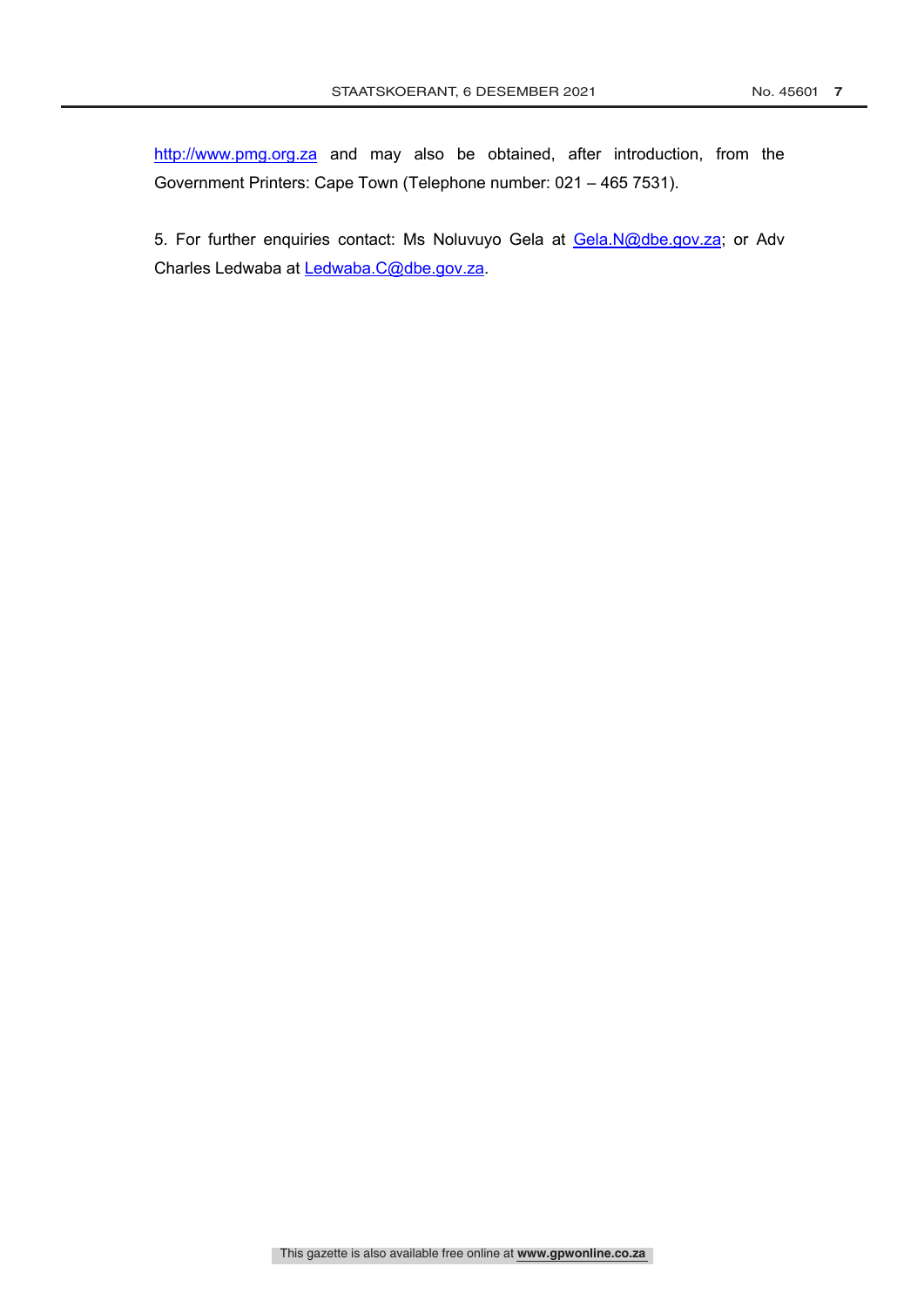http://www.pmg.org.za and may also be obtained, after introduction, from the Government Printers: Cape Town (Telephone number: 021 – 465 7531).

5. For further enquiries contact: Ms Noluvuyo Gela at Gela.N@dbe.gov.za; or Adv Charles Ledwaba at Ledwaba.C@dbe.gov.za.